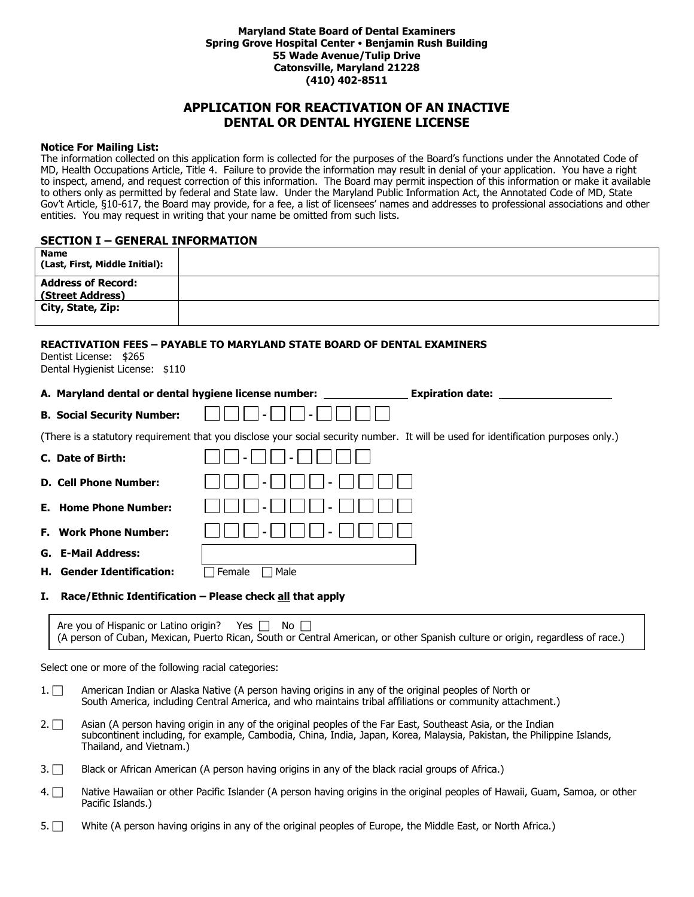**Maryland State Board of Dental Examiners**
**Spring Grove Hospital Center • Benjamin Rush Building**
**55 Wade Avenue/Tulip Drive**
**Catonsville, Maryland 21228**
**(410) 402-8511**

# APPLICATION FOR REACTIVATION OF AN INACTIVE DENTAL OR DENTAL HYGIENE LICENSE

**Notice For Mailing List:**
The information collected on this application form is collected for the purposes of the Board's functions under the Annotated Code of MD, Health Occupations Article, Title 4. Failure to provide the information may result in denial of your application. You have a right to inspect, amend, and request correction of this information. The Board may permit inspection of this information or make it available to others only as permitted by federal and State law. Under the Maryland Public Information Act, the Annotated Code of MD, State Gov't Article, §10-617, the Board may provide, for a fee, a list of licensees' names and addresses to professional associations and other entities. You may request in writing that your name be omitted from such lists.

## SECTION I – GENERAL INFORMATION

| | |
|---|---|
| **Name (Last, First, Middle Initial):** | |
| **Address of Record: (Street Address)** | |
| **City, State, Zip:** | |

**REACTIVATION FEES – PAYABLE TO MARYLAND STATE BOARD OF DENTAL EXAMINERS**
Dentist License: $265
Dental Hygienist License: $110

**A. Maryland dental or dental hygiene license number:** ______________ **Expiration date:** ____________________

**B. Social Security Number:** ☐☐☐-☐☐-☐☐☐☐

(There is a statutory requirement that you disclose your social security number. It will be used for identification purposes only.)

**C. Date of Birth:** ☐☐-☐☐-☐☐☐☐

**D. Cell Phone Number:** ☐☐☐-☐☐☐-☐☐☐☐

**E. Home Phone Number:** ☐☐☐-☐☐☐-☐☐☐☐

**F. Work Phone Number:** ☐☐☐-☐☐☐-☐☐☐☐

**G. E-Mail Address:** ____________________

**H. Gender Identification:** ☐ Female ☐ Male

**I. Race/Ethnic Identification – Please check all that apply**

Are you of Hispanic or Latino origin? Yes ☐ No ☐
(A person of Cuban, Mexican, Puerto Rican, South or Central American, or other Spanish culture or origin, regardless of race.)

Select one or more of the following racial categories:

1. ☐ American Indian or Alaska Native (A person having origins in any of the original peoples of North or South America, including Central America, and who maintains tribal affiliations or community attachment.)
2. ☐ Asian (A person having origin in any of the original peoples of the Far East, Southeast Asia, or the Indian subcontinent including, for example, Cambodia, China, India, Japan, Korea, Malaysia, Pakistan, the Philippine Islands, Thailand, and Vietnam.)
3. ☐ Black or African American (A person having origins in any of the black racial groups of Africa.)
4. ☐ Native Hawaiian or other Pacific Islander (A person having origins in the original peoples of Hawaii, Guam, Samoa, or other Pacific Islands.)
5. ☐ White (A person having origins in any of the original peoples of Europe, the Middle East, or North Africa.)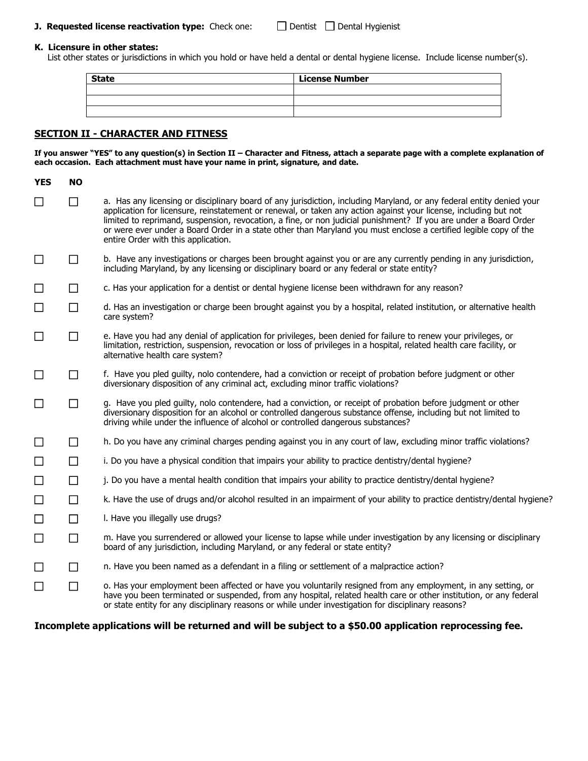**J. Requested license reactivation type:** Check one: ☐ Dentist ☐ Dental Hygienist

**K. Licensure in other states:**
List other states or jurisdictions in which you hold or have held a dental or dental hygiene license. Include license number(s).

| State | License Number |
|---|---|
| | |
| | |
| | |

## SECTION II - CHARACTER AND FITNESS

**If you answer "YES" to any question(s) in Section II – Character and Fitness, attach a separate page with a complete explanation of each occasion. Each attachment must have your name in print, signature, and date.**

| YES | NO | |
|---|---|---|
| ☐ | ☐ | a. Has any licensing or disciplinary board of any jurisdiction, including Maryland, or any federal entity denied your application for licensure, reinstatement or renewal, or taken any action against your license, including but not limited to reprimand, suspension, revocation, a fine, or non judicial punishment? If you are under a Board Order or were ever under a Board Order in a state other than Maryland you must enclose a certified legible copy of the entire Order with this application. |
| ☐ | ☐ | b. Have any investigations or charges been brought against you or are any currently pending in any jurisdiction, including Maryland, by any licensing or disciplinary board or any federal or state entity? |
| ☐ | ☐ | c. Has your application for a dentist or dental hygiene license been withdrawn for any reason? |
| ☐ | ☐ | d. Has an investigation or charge been brought against you by a hospital, related institution, or alternative health care system? |
| ☐ | ☐ | e. Have you had any denial of application for privileges, been denied for failure to renew your privileges, or limitation, restriction, suspension, revocation or loss of privileges in a hospital, related health care facility, or alternative health care system? |
| ☐ | ☐ | f. Have you pled guilty, nolo contendere, had a conviction or receipt of probation before judgment or other diversionary disposition of any criminal act, excluding minor traffic violations? |
| ☐ | ☐ | g. Have you pled guilty, nolo contendere, had a conviction, or receipt of probation before judgment or other diversionary disposition for an alcohol or controlled dangerous substance offense, including but not limited to driving while under the influence of alcohol or controlled dangerous substances? |
| ☐ | ☐ | h. Do you have any criminal charges pending against you in any court of law, excluding minor traffic violations? |
| ☐ | ☐ | i. Do you have a physical condition that impairs your ability to practice dentistry/dental hygiene? |
| ☐ | ☐ | j. Do you have a mental health condition that impairs your ability to practice dentistry/dental hygiene? |
| ☐ | ☐ | k. Have the use of drugs and/or alcohol resulted in an impairment of your ability to practice dentistry/dental hygiene? |
| ☐ | ☐ | l. Have you illegally use drugs? |
| ☐ | ☐ | m. Have you surrendered or allowed your license to lapse while under investigation by any licensing or disciplinary board of any jurisdiction, including Maryland, or any federal or state entity? |
| ☐ | ☐ | n. Have you been named as a defendant in a filing or settlement of a malpractice action? |
| ☐ | ☐ | o. Has your employment been affected or have you voluntarily resigned from any employment, in any setting, or have you been terminated or suspended, from any hospital, related health care or other institution, or any federal or state entity for any disciplinary reasons or while under investigation for disciplinary reasons? |

**Incomplete applications will be returned and will be subject to a $50.00 application reprocessing fee.**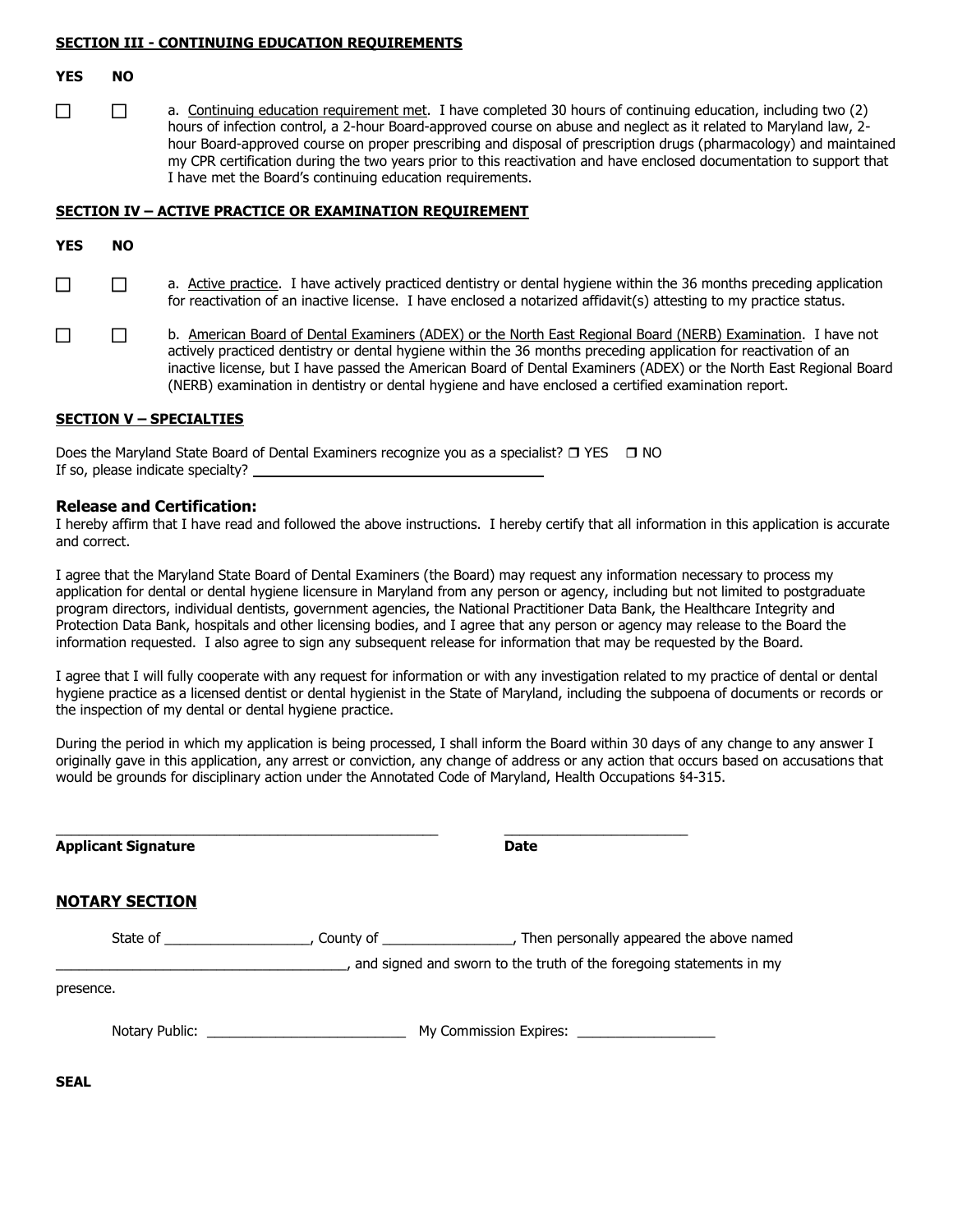**SECTION III - CONTINUING EDUCATION REQUIREMENTS**

| YES | NO | |
|---|---|---|
| ☐ | ☐ | a. Continuing education requirement met. I have completed 30 hours of continuing education, including two (2) hours of infection control, a 2-hour Board-approved course on abuse and neglect as it related to Maryland law, 2-hour Board-approved course on proper prescribing and disposal of prescription drugs (pharmacology) and maintained my CPR certification during the two years prior to this reactivation and have enclosed documentation to support that I have met the Board's continuing education requirements. |

**SECTION IV – ACTIVE PRACTICE OR EXAMINATION REQUIREMENT**

| YES | NO | |
|---|---|---|
| ☐ | ☐ | a. Active practice. I have actively practiced dentistry or dental hygiene within the 36 months preceding application for reactivation of an inactive license. I have enclosed a notarized affidavit(s) attesting to my practice status. |
| ☐ | ☐ | b. American Board of Dental Examiners (ADEX) or the North East Regional Board (NERB) Examination. I have not actively practiced dentistry or dental hygiene within the 36 months preceding application for reactivation of an inactive license, but I have passed the American Board of Dental Examiners (ADEX) or the North East Regional Board (NERB) examination in dentistry or dental hygiene and have enclosed a certified examination report. |

**SECTION V – SPECIALTIES**

Does the Maryland State Board of Dental Examiners recognize you as a specialist? ☐ YES ☐ NO
If so, please indicate specialty? ______________________________

### Release and Certification:

I hereby affirm that I have read and followed the above instructions. I hereby certify that all information in this application is accurate and correct.

I agree that the Maryland State Board of Dental Examiners (the Board) may request any information necessary to process my application for dental or dental hygiene licensure in Maryland from any person or agency, including but not limited to postgraduate program directors, individual dentists, government agencies, the National Practitioner Data Bank, the Healthcare Integrity and Protection Data Bank, hospitals and other licensing bodies, and I agree that any person or agency may release to the Board the information requested. I also agree to sign any subsequent release for information that may be requested by the Board.

I agree that I will fully cooperate with any request for information or with any investigation related to my practice of dental or dental hygiene practice as a licensed dentist or dental hygienist in the State of Maryland, including the subpoena of documents or records or the inspection of my dental or dental hygiene practice.

During the period in which my application is being processed, I shall inform the Board within 30 days of any change to any answer I originally gave in this application, any arrest or conviction, any change of address or any action that occurs based on accusations that would be grounds for disciplinary action under the Annotated Code of Maryland, Health Occupations §4-315.

______________________________________________ ________________________
**Applicant Signature** **Date**

## NOTARY SECTION

State of ___________________, County of _________________, Then personally appeared the above named

______________________________________, and signed and sworn to the truth of the foregoing statements in my presence.

Notary Public: __________________________ My Commission Expires: __________________

**SEAL**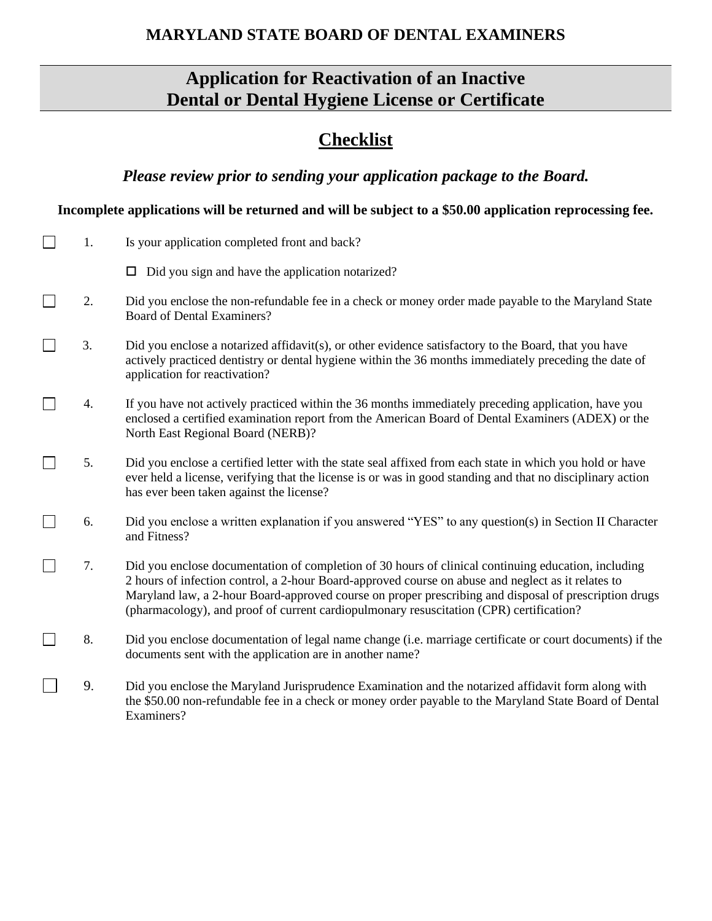**MARYLAND STATE BOARD OF DENTAL EXAMINERS**

# Application for Reactivation of an Inactive Dental or Dental Hygiene License or Certificate

## Checklist

***Please review prior to sending your application package to the Board.***

**Incomplete applications will be returned and will be subject to a $50.00 application reprocessing fee.**

- [ ] 1. Is your application completed front and back?
  - [ ] Did you sign and have the application notarized?
- [ ] 2. Did you enclose the non-refundable fee in a check or money order made payable to the Maryland State Board of Dental Examiners?
- [ ] 3. Did you enclose a notarized affidavit(s), or other evidence satisfactory to the Board, that you have actively practiced dentistry or dental hygiene within the 36 months immediately preceding the date of application for reactivation?
- [ ] 4. If you have not actively practiced within the 36 months immediately preceding application, have you enclosed a certified examination report from the American Board of Dental Examiners (ADEX) or the North East Regional Board (NERB)?
- [ ] 5. Did you enclose a certified letter with the state seal affixed from each state in which you hold or have ever held a license, verifying that the license is or was in good standing and that no disciplinary action has ever been taken against the license?
- [ ] 6. Did you enclose a written explanation if you answered "YES" to any question(s) in Section II Character and Fitness?
- [ ] 7. Did you enclose documentation of completion of 30 hours of clinical continuing education, including 2 hours of infection control, a 2-hour Board-approved course on abuse and neglect as it relates to Maryland law, a 2-hour Board-approved course on proper prescribing and disposal of prescription drugs (pharmacology), and proof of current cardiopulmonary resuscitation (CPR) certification?
- [ ] 8. Did you enclose documentation of legal name change (i.e. marriage certificate or court documents) if the documents sent with the application are in another name?
- [ ] 9. Did you enclose the Maryland Jurisprudence Examination and the notarized affidavit form along with the $50.00 non-refundable fee in a check or money order payable to the Maryland State Board of Dental Examiners?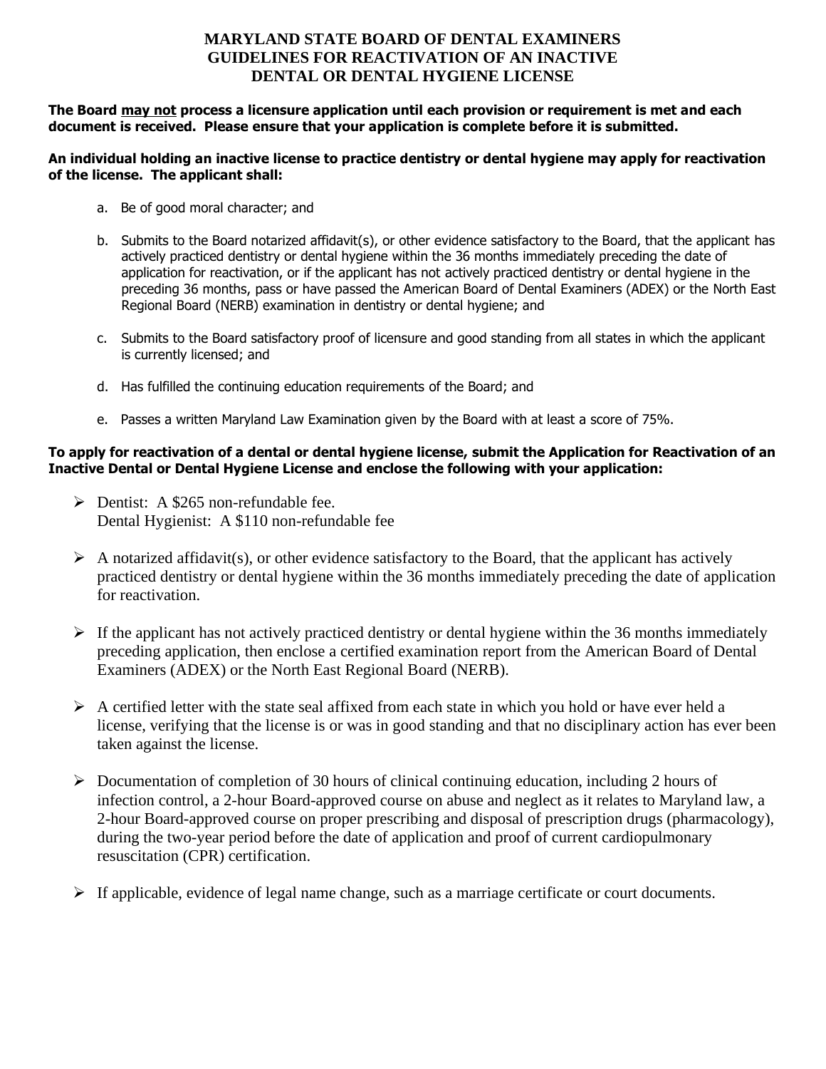# MARYLAND STATE BOARD OF DENTAL EXAMINERS GUIDELINES FOR REACTIVATION OF AN INACTIVE DENTAL OR DENTAL HYGIENE LICENSE

**The Board <u>may not</u> process a licensure application until each provision or requirement is met and each document is received. Please ensure that your application is complete before it is submitted.**

**An individual holding an inactive license to practice dentistry or dental hygiene may apply for reactivation of the license. The applicant shall:**

a. Be of good moral character; and

b. Submits to the Board notarized affidavit(s), or other evidence satisfactory to the Board, that the applicant has actively practiced dentistry or dental hygiene within the 36 months immediately preceding the date of application for reactivation, or if the applicant has not actively practiced dentistry or dental hygiene in the preceding 36 months, pass or have passed the American Board of Dental Examiners (ADEX) or the North East Regional Board (NERB) examination in dentistry or dental hygiene; and

c. Submits to the Board satisfactory proof of licensure and good standing from all states in which the applicant is currently licensed; and

d. Has fulfilled the continuing education requirements of the Board; and

e. Passes a written Maryland Law Examination given by the Board with at least a score of 75%.

**To apply for reactivation of a dental or dental hygiene license, submit the Application for Reactivation of an Inactive Dental or Dental Hygiene License and enclose the following with your application:**

- Dentist: A $265 non-refundable fee.
  Dental Hygienist: A $110 non-refundable fee
- A notarized affidavit(s), or other evidence satisfactory to the Board, that the applicant has actively practiced dentistry or dental hygiene within the 36 months immediately preceding the date of application for reactivation.
- If the applicant has not actively practiced dentistry or dental hygiene within the 36 months immediately preceding application, then enclose a certified examination report from the American Board of Dental Examiners (ADEX) or the North East Regional Board (NERB).
- A certified letter with the state seal affixed from each state in which you hold or have ever held a license, verifying that the license is or was in good standing and that no disciplinary action has ever been taken against the license.
- Documentation of completion of 30 hours of clinical continuing education, including 2 hours of infection control, a 2-hour Board-approved course on abuse and neglect as it relates to Maryland law, a 2-hour Board-approved course on proper prescribing and disposal of prescription drugs (pharmacology), during the two-year period before the date of application and proof of current cardiopulmonary resuscitation (CPR) certification.
- If applicable, evidence of legal name change, such as a marriage certificate or court documents.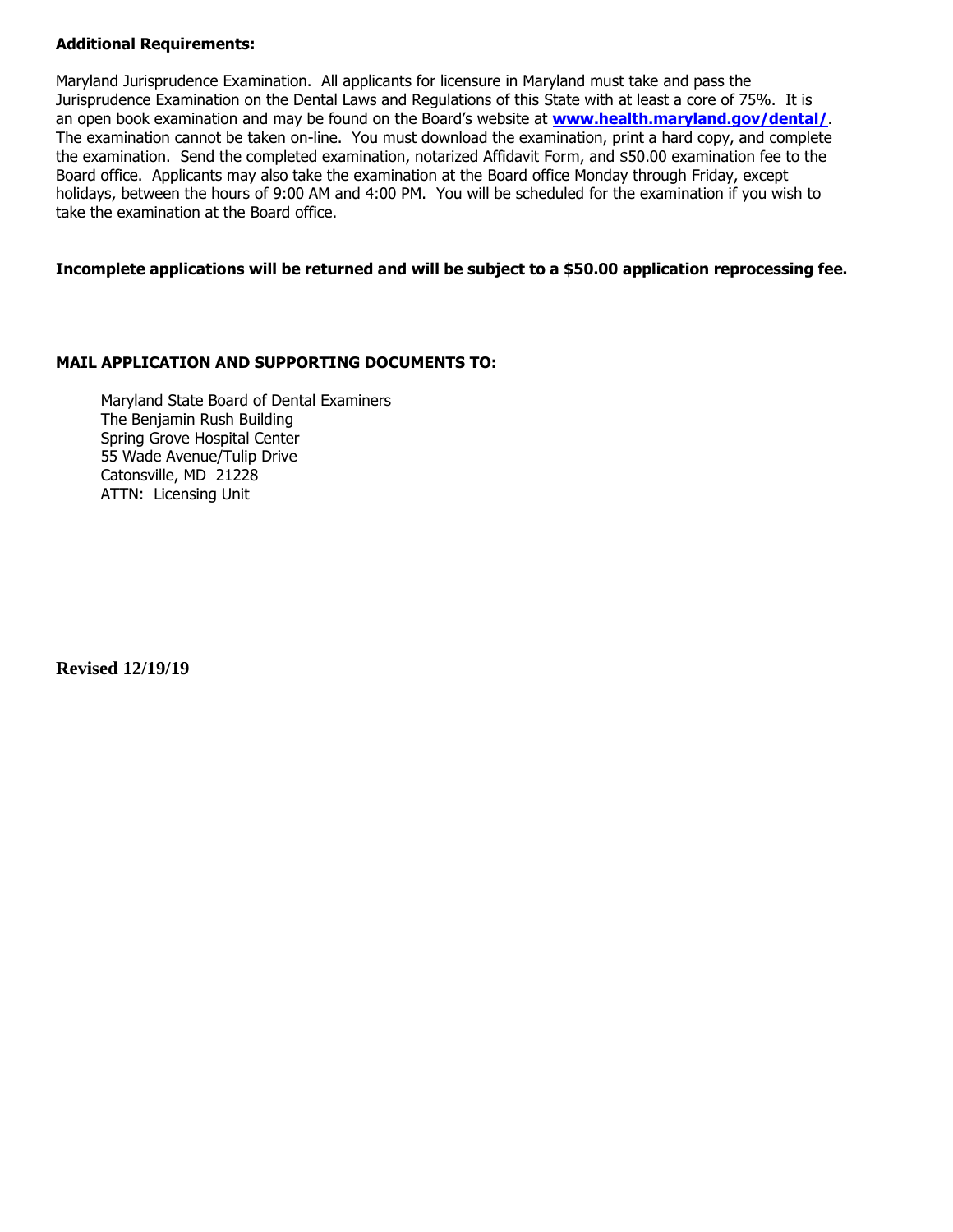**Additional Requirements:**

Maryland Jurisprudence Examination. All applicants for licensure in Maryland must take and pass the Jurisprudence Examination on the Dental Laws and Regulations of this State with at least a core of 75%. It is an open book examination and may be found on the Board's website at **www.health.maryland.gov/dental/**. The examination cannot be taken on-line. You must download the examination, print a hard copy, and complete the examination. Send the completed examination, notarized Affidavit Form, and $50.00 examination fee to the Board office. Applicants may also take the examination at the Board office Monday through Friday, except holidays, between the hours of 9:00 AM and 4:00 PM. You will be scheduled for the examination if you wish to take the examination at the Board office.

**Incomplete applications will be returned and will be subject to a $50.00 application reprocessing fee.**

**MAIL APPLICATION AND SUPPORTING DOCUMENTS TO:**

Maryland State Board of Dental Examiners
The Benjamin Rush Building
Spring Grove Hospital Center
55 Wade Avenue/Tulip Drive
Catonsville, MD 21228
ATTN: Licensing Unit

**Revised 12/19/19**